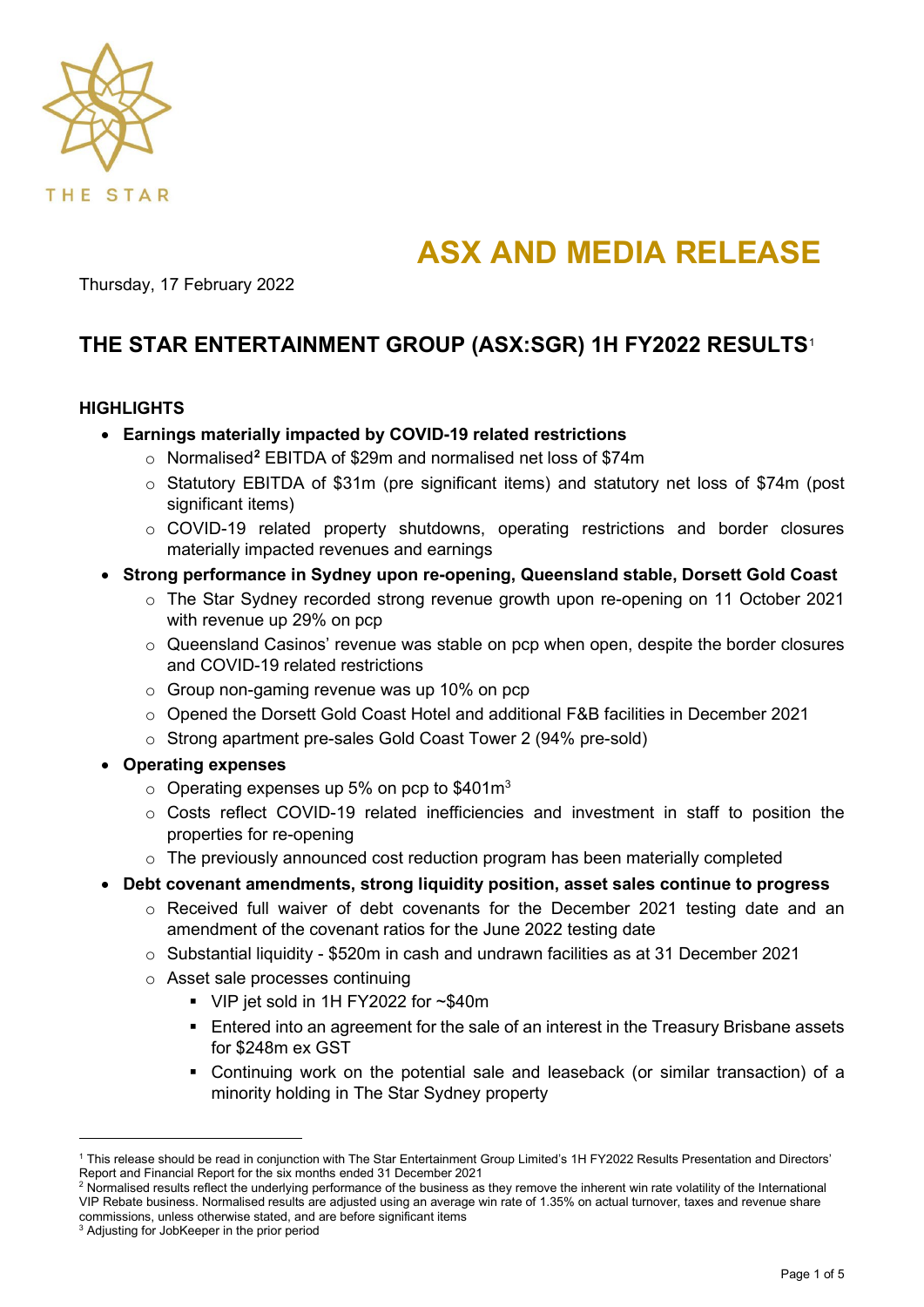THE STAR

# ASX AND MEDIA RELEASE

Thursday, 17 February 2022

## THE STAR ENTERTAINMENT GROUP (ASX:SGR) 1H FY2022 RESULTS[1]

### HIGHLIGHTS

- **Earnings materially impacted by COVID-19 related restrictions**
  - Normalised[2] EBITDA of $29m and normalised net loss of $74m
  - Statutory EBITDA of $31m (pre significant items) and statutory net loss of $74m (post significant items)
  - COVID-19 related property shutdowns, operating restrictions and border closures materially impacted revenues and earnings
- **Strong performance in Sydney upon re-opening, Queensland stable, Dorsett Gold Coast**
  - The Star Sydney recorded strong revenue growth upon re-opening on 11 October 2021 with revenue up 29% on pcp
  - Queensland Casinos' revenue was stable on pcp when open, despite the border closures and COVID-19 related restrictions
  - Group non-gaming revenue was up 10% on pcp
  - Opened the Dorsett Gold Coast Hotel and additional F&B facilities in December 2021
  - Strong apartment pre-sales Gold Coast Tower 2 (94% pre-sold)
- **Operating expenses**
  - Operating expenses up 5% on pcp to $401m[3]
  - Costs reflect COVID-19 related inefficiencies and investment in staff to position the properties for re-opening
  - The previously announced cost reduction program has been materially completed
- **Debt covenant amendments, strong liquidity position, asset sales continue to progress**
  - Received full waiver of debt covenants for the December 2021 testing date and an amendment of the covenant ratios for the June 2022 testing date
  - Substantial liquidity - $520m in cash and undrawn facilities as at 31 December 2021
  - Asset sale processes continuing
    - VIP jet sold in 1H FY2022 for ~$40m
    - Entered into an agreement for the sale of an interest in the Treasury Brisbane assets for $248m ex GST
    - Continuing work on the potential sale and leaseback (or similar transaction) of a minority holding in The Star Sydney property

---

[1] This release should be read in conjunction with The Star Entertainment Group Limited's 1H FY2022 Results Presentation and Directors' Report and Financial Report for the six months ended 31 December 2021

[2] Normalised results reflect the underlying performance of the business as they remove the inherent win rate volatility of the International VIP Rebate business. Normalised results are adjusted using an average win rate of 1.35% on actual turnover, taxes and revenue share commissions, unless otherwise stated, and are before significant items

[3] Adjusting for JobKeeper in the prior period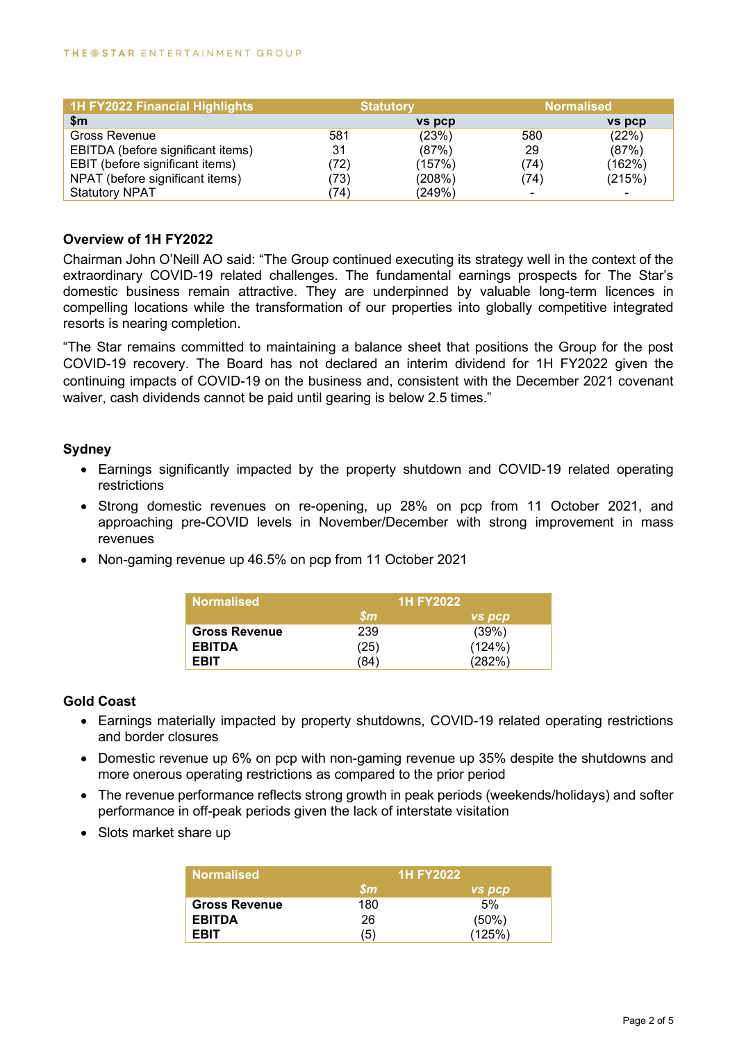| 1H FY2022 Financial Highlights | Statutory | | Normalised | |
|---|---|---|---|---|
| $m | | vs pcp | | vs pcp |
| Gross Revenue | 581 | (23%) | 580 | (22%) |
| EBITDA (before significant items) | 31 | (87%) | 29 | (87%) |
| EBIT (before significant items) | (72) | (157%) | (74) | (162%) |
| NPAT (before significant items) | (73) | (208%) | (74) | (215%) |
| Statutory NPAT | (74) | (249%) | - | - |

**Overview of 1H FY2022**

Chairman John O'Neill AO said: "The Group continued executing its strategy well in the context of the extraordinary COVID-19 related challenges. The fundamental earnings prospects for The Star's domestic business remain attractive. They are underpinned by valuable long-term licences in compelling locations while the transformation of our properties into globally competitive integrated resorts is nearing completion.

"The Star remains committed to maintaining a balance sheet that positions the Group for the post COVID-19 recovery. The Board has not declared an interim dividend for 1H FY2022 given the continuing impacts of COVID-19 on the business and, consistent with the December 2021 covenant waiver, cash dividends cannot be paid until gearing is below 2.5 times."

**Sydney**

- Earnings significantly impacted by the property shutdown and COVID-19 related operating restrictions
- Strong domestic revenues on re-opening, up 28% on pcp from 11 October 2021, and approaching pre-COVID levels in November/December with strong improvement in mass revenues
- Non-gaming revenue up 46.5% on pcp from 11 October 2021

| Normalised | 1H FY2022 | |
|---|---|---|
| | *$m* | *vs pcp* |
| **Gross Revenue** | 239 | (39%) |
| **EBITDA** | (25) | (124%) |
| **EBIT** | (84) | (282%) |

**Gold Coast**

- Earnings materially impacted by property shutdowns, COVID-19 related operating restrictions and border closures
- Domestic revenue up 6% on pcp with non-gaming revenue up 35% despite the shutdowns and more onerous operating restrictions as compared to the prior period
- The revenue performance reflects strong growth in peak periods (weekends/holidays) and softer performance in off-peak periods given the lack of interstate visitation
- Slots market share up

| Normalised | 1H FY2022 | |
|---|---|---|
| | *$m* | *vs pcp* |
| **Gross Revenue** | 180 | 5% |
| **EBITDA** | 26 | (50%) |
| **EBIT** | (5) | (125%) |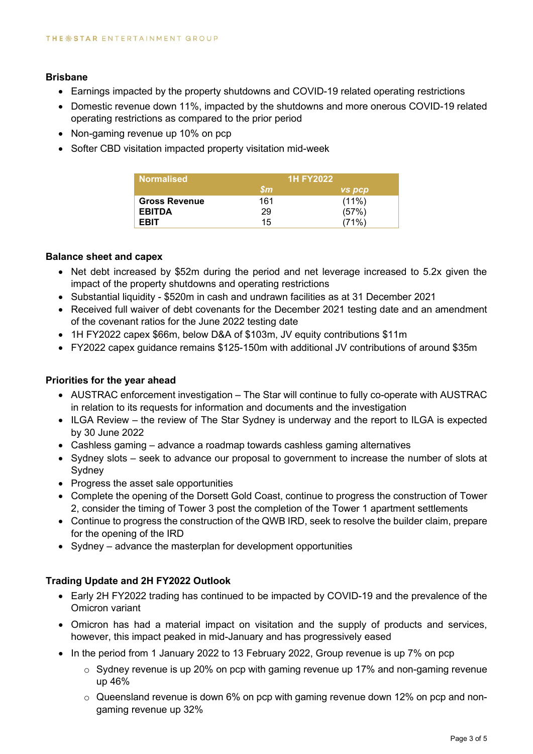### Brisbane

- Earnings impacted by the property shutdowns and COVID-19 related operating restrictions
- Domestic revenue down 11%, impacted by the shutdowns and more onerous COVID-19 related operating restrictions as compared to the prior period
- Non-gaming revenue up 10% on pcp
- Softer CBD visitation impacted property visitation mid-week

| Normalised | 1H FY2022 | |
|---|---|---|
| | *$m* | *vs pcp* |
| **Gross Revenue** | 161 | (11%) |
| **EBITDA** | 29 | (57%) |
| **EBIT** | 15 | (71%) |

### Balance sheet and capex

- Net debt increased by $52m during the period and net leverage increased to 5.2x given the impact of the property shutdowns and operating restrictions
- Substantial liquidity - $520m in cash and undrawn facilities as at 31 December 2021
- Received full waiver of debt covenants for the December 2021 testing date and an amendment of the covenant ratios for the June 2022 testing date
- 1H FY2022 capex $66m, below D&A of $103m, JV equity contributions $11m
- FY2022 capex guidance remains $125-150m with additional JV contributions of around $35m

### Priorities for the year ahead

- AUSTRAC enforcement investigation – The Star will continue to fully co-operate with AUSTRAC in relation to its requests for information and documents and the investigation
- ILGA Review – the review of The Star Sydney is underway and the report to ILGA is expected by 30 June 2022
- Cashless gaming – advance a roadmap towards cashless gaming alternatives
- Sydney slots – seek to advance our proposal to government to increase the number of slots at Sydney
- Progress the asset sale opportunities
- Complete the opening of the Dorsett Gold Coast, continue to progress the construction of Tower 2, consider the timing of Tower 3 post the completion of the Tower 1 apartment settlements
- Continue to progress the construction of the QWB IRD, seek to resolve the builder claim, prepare for the opening of the IRD
- Sydney – advance the masterplan for development opportunities

### Trading Update and 2H FY2022 Outlook

- Early 2H FY2022 trading has continued to be impacted by COVID-19 and the prevalence of the Omicron variant
- Omicron has had a material impact on visitation and the supply of products and services, however, this impact peaked in mid-January and has progressively eased
- In the period from 1 January 2022 to 13 February 2022, Group revenue is up 7% on pcp
  - Sydney revenue is up 20% on pcp with gaming revenue up 17% and non-gaming revenue up 46%
  - Queensland revenue is down 6% on pcp with gaming revenue down 12% on pcp and non-gaming revenue up 32%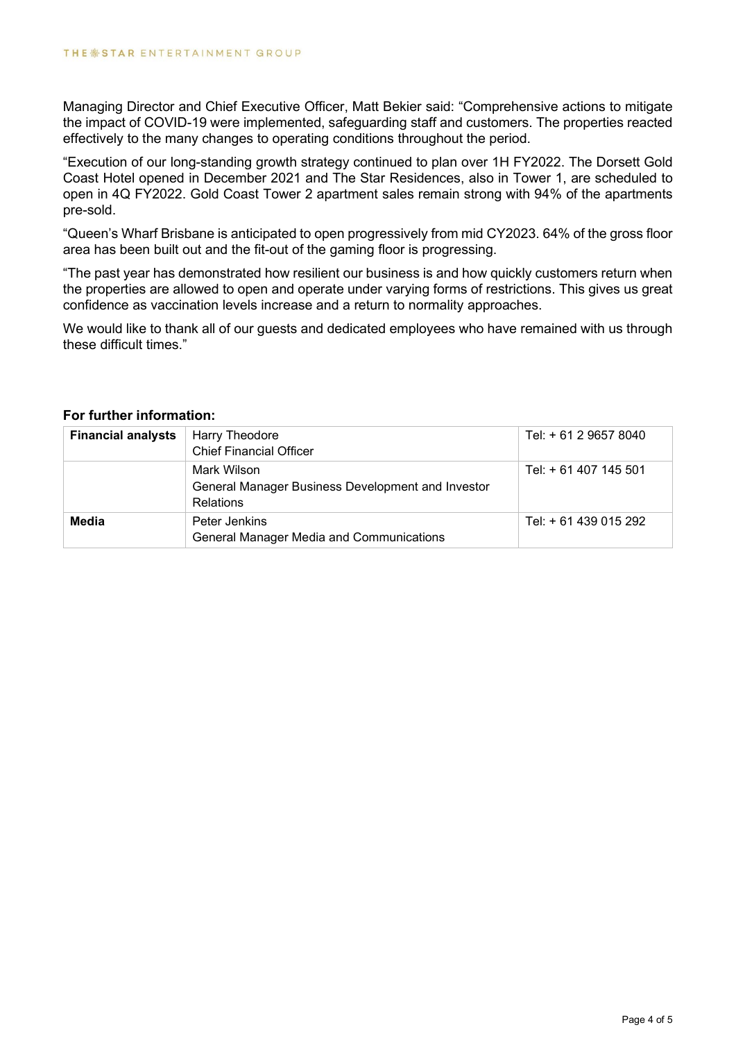Managing Director and Chief Executive Officer, Matt Bekier said: "Comprehensive actions to mitigate the impact of COVID-19 were implemented, safeguarding staff and customers. The properties reacted effectively to the many changes to operating conditions throughout the period.

"Execution of our long-standing growth strategy continued to plan over 1H FY2022. The Dorsett Gold Coast Hotel opened in December 2021 and The Star Residences, also in Tower 1, are scheduled to open in 4Q FY2022. Gold Coast Tower 2 apartment sales remain strong with 94% of the apartments pre-sold.

"Queen's Wharf Brisbane is anticipated to open progressively from mid CY2023. 64% of the gross floor area has been built out and the fit-out of the gaming floor is progressing.

"The past year has demonstrated how resilient our business is and how quickly customers return when the properties are allowed to open and operate under varying forms of restrictions. This gives us great confidence as vaccination levels increase and a return to normality approaches.

We would like to thank all of our guests and dedicated employees who have remained with us through these difficult times."

**For further information:**

| | | |
|---|---|---|
| **Financial analysts** | Harry Theodore<br>Chief Financial Officer | Tel: + 61 2 9657 8040 |
| | Mark Wilson<br>General Manager Business Development and Investor Relations | Tel: + 61 407 145 501 |
| **Media** | Peter Jenkins<br>General Manager Media and Communications | Tel: + 61 439 015 292 |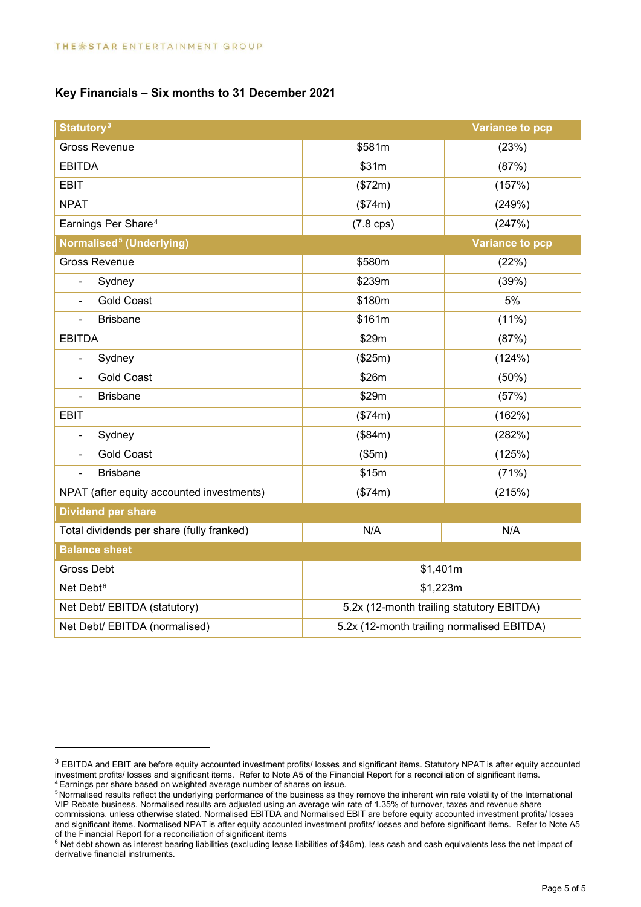## Key Financials – Six months to 31 December 2021

| Statutory[3] | | Variance to pcp |
|---|---|---|
| Gross Revenue | $581m | (23%) |
| EBITDA | $31m | (87%) |
| EBIT | ($72m) | (157%) |
| NPAT | ($74m) | (249%) |
| Earnings Per Share[4] | (7.8 cps) | (247%) |
| **Normalised[5] (Underlying)** | | **Variance to pcp** |
| Gross Revenue | $580m | (22%) |
| - Sydney | $239m | (39%) |
| - Gold Coast | $180m | 5% |
| - Brisbane | $161m | (11%) |
| EBITDA | $29m | (87%) |
| - Sydney | ($25m) | (124%) |
| - Gold Coast | $26m | (50%) |
| - Brisbane | $29m | (57%) |
| EBIT | ($74m) | (162%) |
| - Sydney | ($84m) | (282%) |
| - Gold Coast | ($5m) | (125%) |
| - Brisbane | $15m | (71%) |
| NPAT (after equity accounted investments) | ($74m) | (215%) |
| **Dividend per share** | | |
| Total dividends per share (fully franked) | N/A | N/A |
| **Balance sheet** | | |
| Gross Debt | $1,401m | |
| Net Debt[6] | $1,223m | |
| Net Debt/ EBITDA (statutory) | 5.2x (12-month trailing statutory EBITDA) | |
| Net Debt/ EBITDA (normalised) | 5.2x (12-month trailing normalised EBITDA) | |

[3] EBITDA and EBIT are before equity accounted investment profits/ losses and significant items. Statutory NPAT is after equity accounted investment profits/ losses and significant items. Refer to Note A5 of the Financial Report for a reconciliation of significant items.

[4] Earnings per share based on weighted average number of shares on issue.

[5] Normalised results reflect the underlying performance of the business as they remove the inherent win rate volatility of the International VIP Rebate business. Normalised results are adjusted using an average win rate of 1.35% of turnover, taxes and revenue share commissions, unless otherwise stated. Normalised EBITDA and Normalised EBIT are before equity accounted investment profits/ losses and significant items. Normalised NPAT is after equity accounted investment profits/ losses and before significant items. Refer to Note A5 of the Financial Report for a reconciliation of significant items

[6] Net debt shown as interest bearing liabilities (excluding lease liabilities of $46m), less cash and cash equivalents less the net impact of derivative financial instruments.